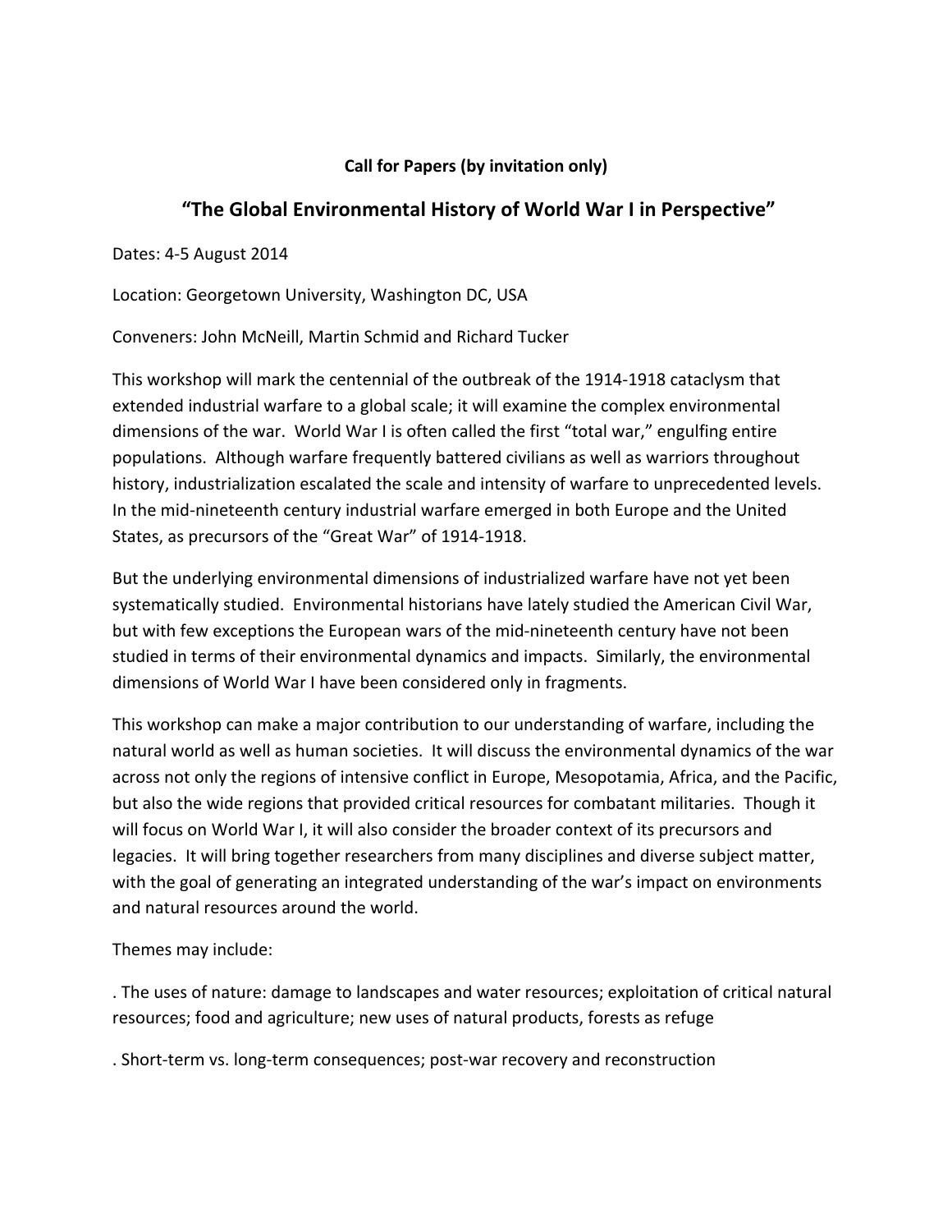**Call for Papers (by invitation only)**

## "The Global Environmental History of World War I in Perspective"

Dates: 4-5 August 2014

Location: Georgetown University, Washington DC, USA

Conveners: John McNeill, Martin Schmid and Richard Tucker

This workshop will mark the centennial of the outbreak of the 1914-1918 cataclysm that extended industrial warfare to a global scale; it will examine the complex environmental dimensions of the war. World War I is often called the first "total war," engulfing entire populations. Although warfare frequently battered civilians as well as warriors throughout history, industrialization escalated the scale and intensity of warfare to unprecedented levels. In the mid-nineteenth century industrial warfare emerged in both Europe and the United States, as precursors of the "Great War" of 1914-1918.

But the underlying environmental dimensions of industrialized warfare have not yet been systematically studied. Environmental historians have lately studied the American Civil War, but with few exceptions the European wars of the mid-nineteenth century have not been studied in terms of their environmental dynamics and impacts. Similarly, the environmental dimensions of World War I have been considered only in fragments.

This workshop can make a major contribution to our understanding of warfare, including the natural world as well as human societies. It will discuss the environmental dynamics of the war across not only the regions of intensive conflict in Europe, Mesopotamia, Africa, and the Pacific, but also the wide regions that provided critical resources for combatant militaries. Though it will focus on World War I, it will also consider the broader context of its precursors and legacies. It will bring together researchers from many disciplines and diverse subject matter, with the goal of generating an integrated understanding of the war's impact on environments and natural resources around the world.

Themes may include:

. The uses of nature: damage to landscapes and water resources; exploitation of critical natural resources; food and agriculture; new uses of natural products, forests as refuge

. Short-term vs. long-term consequences; post-war recovery and reconstruction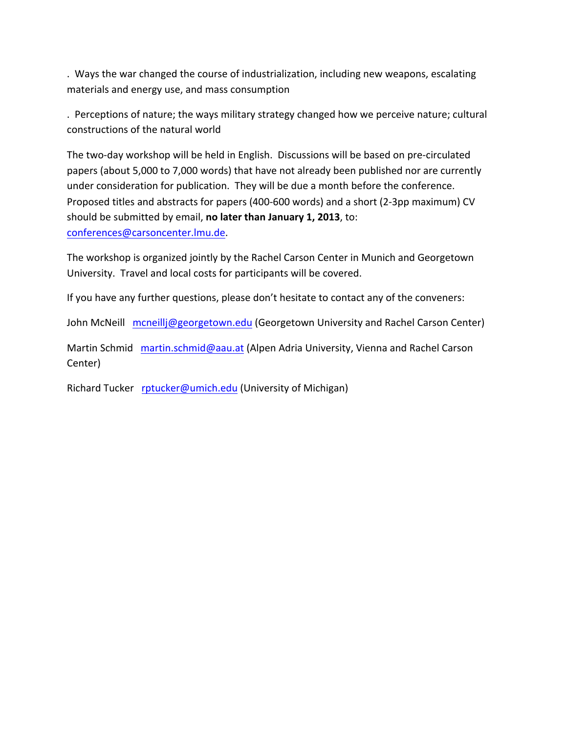. Ways the war changed the course of industrialization, including new weapons, escalating materials and energy use, and mass consumption

. Perceptions of nature; the ways military strategy changed how we perceive nature; cultural constructions of the natural world

The two-day workshop will be held in English. Discussions will be based on pre-circulated papers (about 5,000 to 7,000 words) that have not already been published nor are currently under consideration for publication. They will be due a month before the conference. Proposed titles and abstracts for papers (400-600 words) and a short (2-3pp maximum) CV should be submitted by email, **no later than January 1, 2013**, to: conferences@carsoncenter.lmu.de.

The workshop is organized jointly by the Rachel Carson Center in Munich and Georgetown University. Travel and local costs for participants will be covered.

If you have any further questions, please don't hesitate to contact any of the conveners:

John McNeill mcneillj@georgetown.edu (Georgetown University and Rachel Carson Center)

Martin Schmid martin.schmid@aau.at (Alpen Adria University, Vienna and Rachel Carson Center)

Richard Tucker rptucker@umich.edu (University of Michigan)